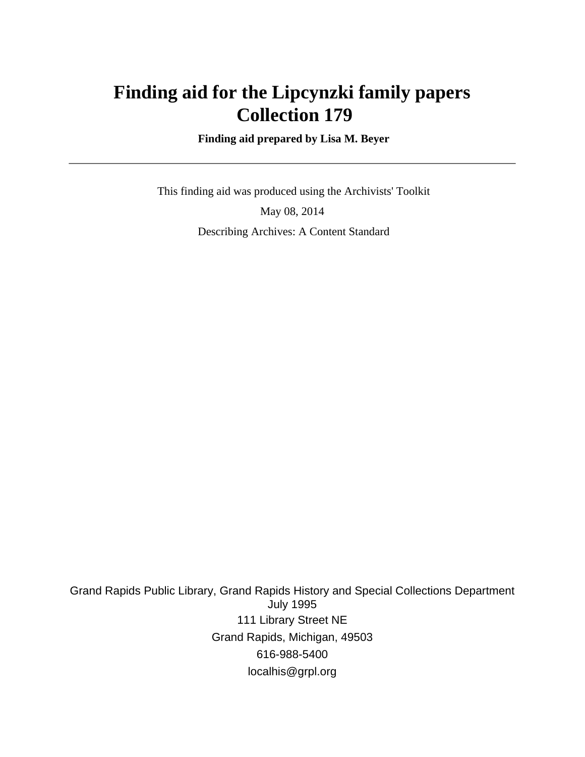# Finding aid for the Lipcynzki family papers
# Collection 179

**Finding aid prepared by Lisa M. Beyer**

---

This finding aid was produced using the Archivists' Toolkit

May 08, 2014

Describing Archives: A Content Standard

Grand Rapids Public Library, Grand Rapids History and Special Collections Department
July 1995
111 Library Street NE
Grand Rapids, Michigan, 49503
616-988-5400
localhis@grpl.org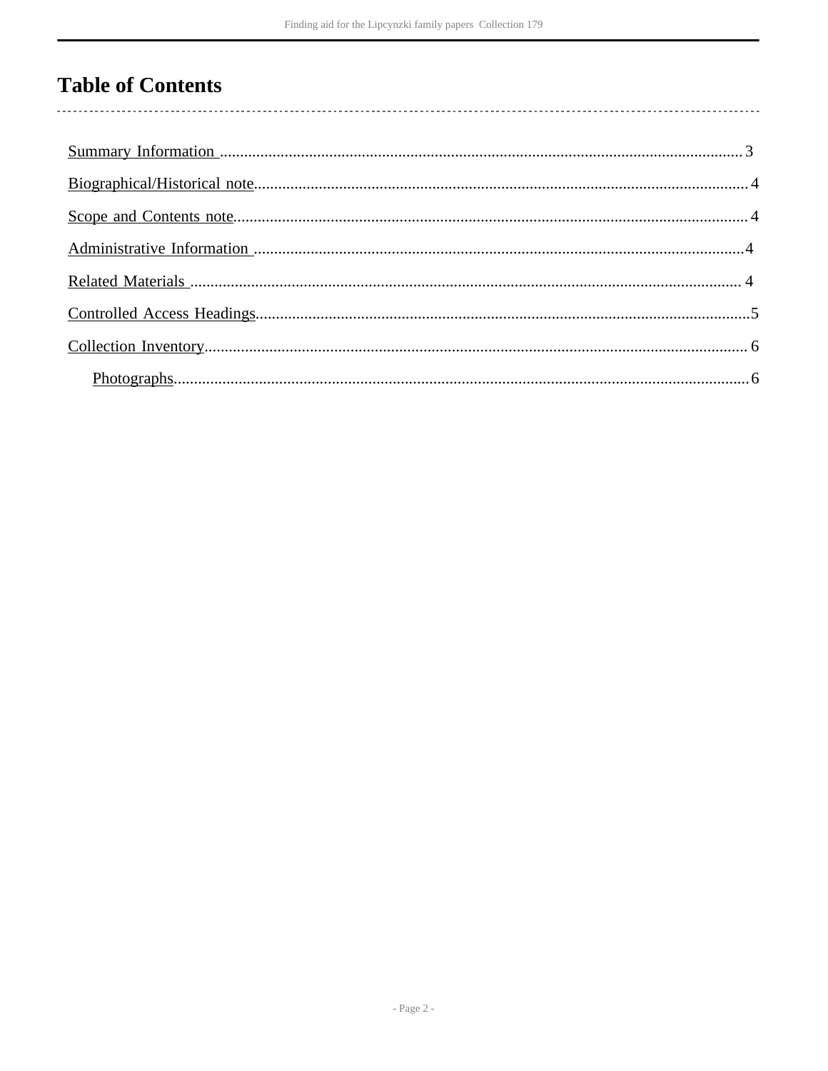# Table of Contents

- Summary Information ..... 3
- Biographical/Historical note ..... 4
- Scope and Contents note ..... 4
- Administrative Information ..... 4
- Related Materials ..... 4
- Controlled Access Headings ..... 5
- Collection Inventory ..... 6
    - Photographs ..... 6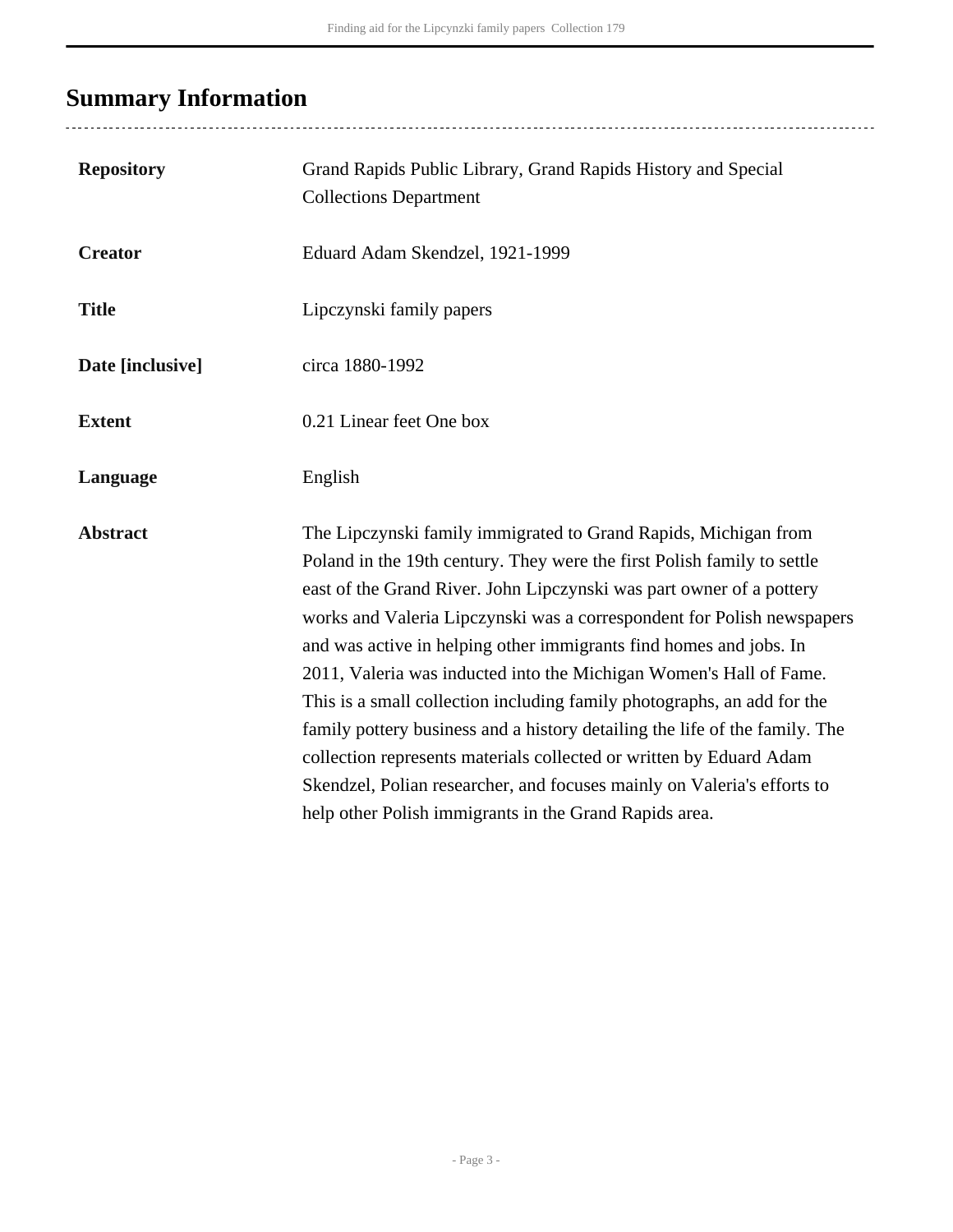## Summary Information

| | |
|---|---|
| **Repository** | Grand Rapids Public Library, Grand Rapids History and Special Collections Department |
| **Creator** | Eduard Adam Skendzel, 1921-1999 |
| **Title** | Lipczynski family papers |
| **Date [inclusive]** | circa 1880-1992 |
| **Extent** | 0.21 Linear feet One box |
| **Language** | English |
| **Abstract** | The Lipczynski family immigrated to Grand Rapids, Michigan from Poland in the 19th century. They were the first Polish family to settle east of the Grand River. John Lipczynski was part owner of a pottery works and Valeria Lipczynski was a correspondent for Polish newspapers and was active in helping other immigrants find homes and jobs. In 2011, Valeria was inducted into the Michigan Women's Hall of Fame. This is a small collection including family photographs, an add for the family pottery business and a history detailing the life of the family. The collection represents materials collected or written by Eduard Adam Skendzel, Polian researcher, and focuses mainly on Valeria's efforts to help other Polish immigrants in the Grand Rapids area. |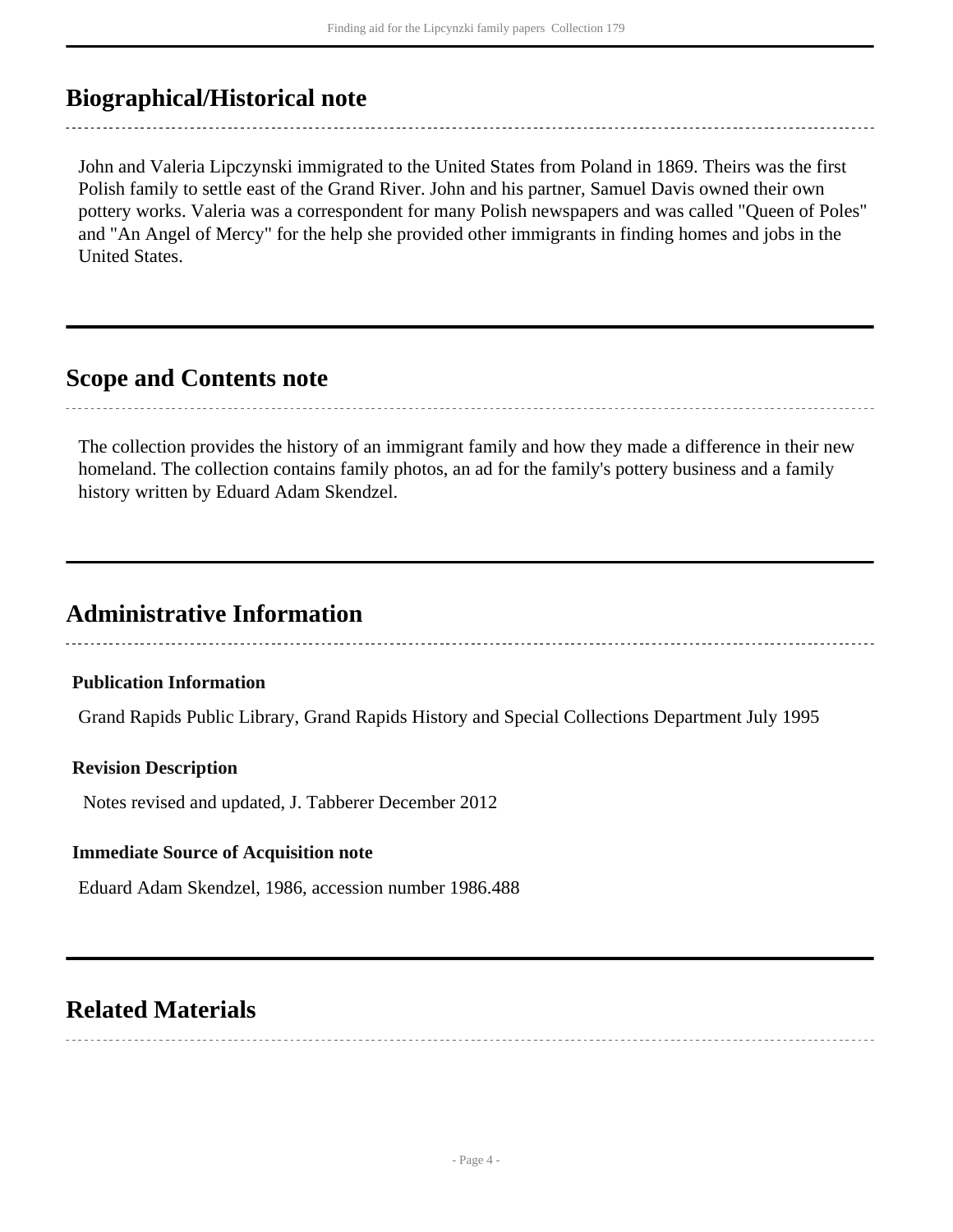## Biographical/Historical note

John and Valeria Lipczynski immigrated to the United States from Poland in 1869. Theirs was the first Polish family to settle east of the Grand River. John and his partner, Samuel Davis owned their own pottery works. Valeria was a correspondent for many Polish newspapers and was called "Queen of Poles" and "An Angel of Mercy" for the help she provided other immigrants in finding homes and jobs in the United States.

## Scope and Contents note

The collection provides the history of an immigrant family and how they made a difference in their new homeland. The collection contains family photos, an ad for the family's pottery business and a family history written by Eduard Adam Skendzel.

## Administrative Information

### Publication Information

Grand Rapids Public Library, Grand Rapids History and Special Collections Department July 1995

### Revision Description

Notes revised and updated, J. Tabberer December 2012

### Immediate Source of Acquisition note

Eduard Adam Skendzel, 1986, accession number 1986.488

## Related Materials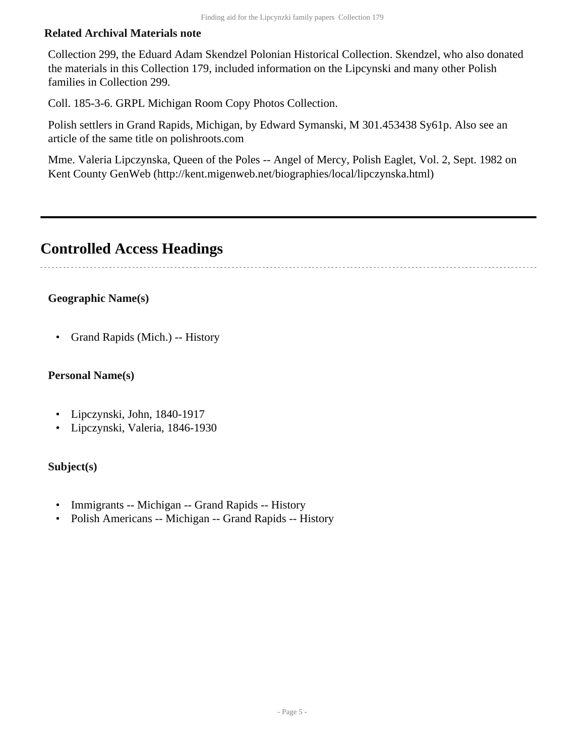**Related Archival Materials note**

Collection 299, the Eduard Adam Skendzel Polonian Historical Collection. Skendzel, who also donated the materials in this Collection 179, included information on the Lipcynski and many other Polish families in Collection 299.

Coll. 185-3-6. GRPL Michigan Room Copy Photos Collection.

Polish settlers in Grand Rapids, Michigan, by Edward Symanski, M 301.453438 Sy61p. Also see an article of the same title on polishroots.com

Mme. Valeria Lipczynska, Queen of the Poles -- Angel of Mercy, Polish Eaglet, Vol. 2, Sept. 1982 on Kent County GenWeb (http://kent.migenweb.net/biographies/local/lipczynska.html)

---

## Controlled Access Headings

### Geographic Name(s)

- Grand Rapids (Mich.) -- History

### Personal Name(s)

- Lipczynski, John, 1840-1917
- Lipczynski, Valeria, 1846-1930

### Subject(s)

- Immigrants -- Michigan -- Grand Rapids -- History
- Polish Americans -- Michigan -- Grand Rapids -- History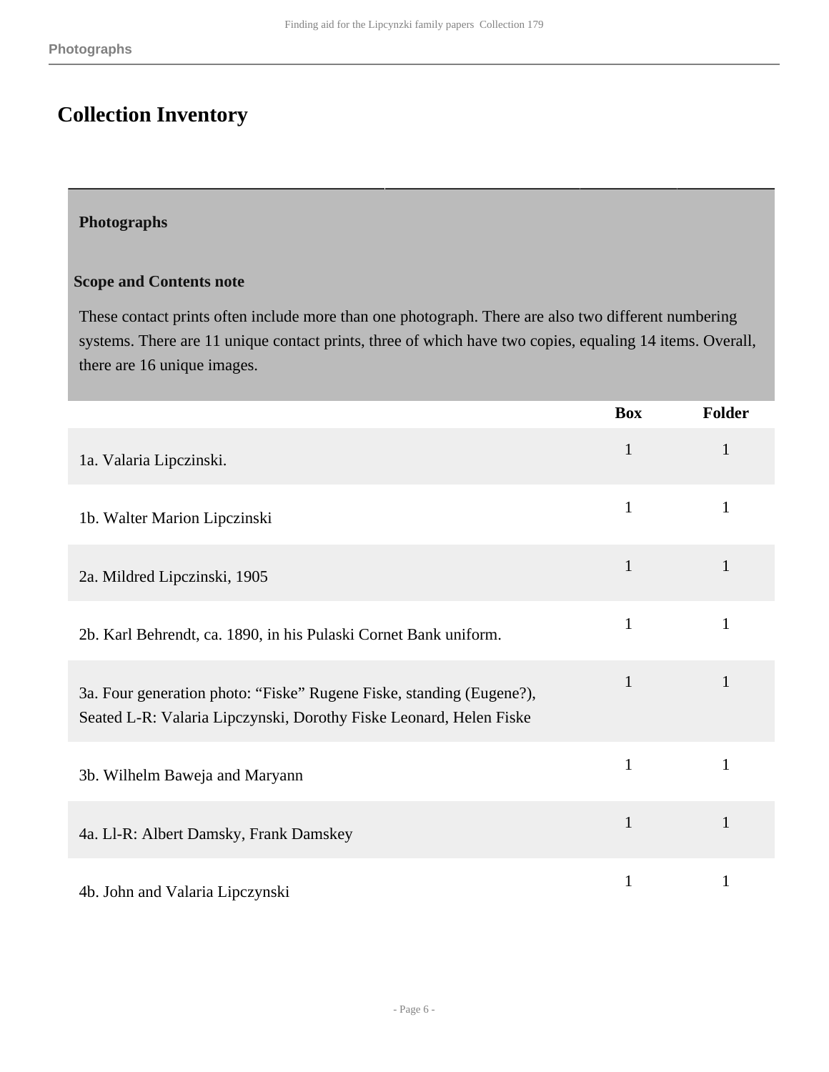## Collection Inventory

### Photographs

**Scope and Contents note**

These contact prints often include more than one photograph. There are also two different numbering systems. There are 11 unique contact prints, three of which have two copies, equaling 14 items. Overall, there are 16 unique images.

| | Box | Folder |
|---|---|---|
| 1a. Valaria Lipczinski. | 1 | 1 |
| 1b. Walter Marion Lipczinski | 1 | 1 |
| 2a. Mildred Lipczinski, 1905 | 1 | 1 |
| 2b. Karl Behrendt, ca. 1890, in his Pulaski Cornet Bank uniform. | 1 | 1 |
| 3a. Four generation photo: “Fiske” Rugene Fiske, standing (Eugene?), Seated L-R: Valaria Lipczynski, Dorothy Fiske Leonard, Helen Fiske | 1 | 1 |
| 3b. Wilhelm Baweja and Maryann | 1 | 1 |
| 4a. Ll-R: Albert Damsky, Frank Damskey | 1 | 1 |
| 4b. John and Valaria Lipczynski | 1 | 1 |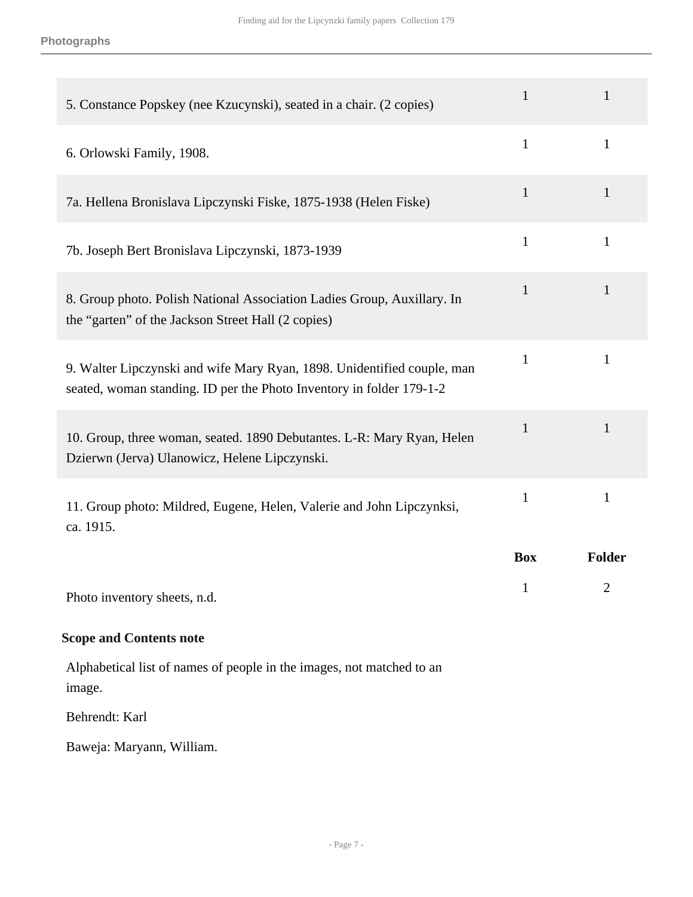## Photographs

| | Box | Folder |
|---|---|---|
| 5. Constance Popskey (nee Kzucynski), seated in a chair. (2 copies) | 1 | 1 |
| 6. Orlowski Family, 1908. | 1 | 1 |
| 7a. Hellena Bronislava Lipczynski Fiske, 1875-1938 (Helen Fiske) | 1 | 1 |
| 7b. Joseph Bert Bronislava Lipczynski, 1873-1939 | 1 | 1 |
| 8. Group photo. Polish National Association Ladies Group, Auxillary. In the “garten” of the Jackson Street Hall (2 copies) | 1 | 1 |
| 9. Walter Lipczynski and wife Mary Ryan, 1898. Unidentified couple, man seated, woman standing. ID per the Photo Inventory in folder 179-1-2 | 1 | 1 |
| 10. Group, three woman, seated. 1890 Debutantes. L-R: Mary Ryan, Helen Dzierwn (Jerva) Ulanowicz, Helene Lipczynski. | 1 | 1 |
| 11. Group photo: Mildred, Eugene, Helen, Valerie and John Lipczynksi, ca. 1915. | 1 | 1 |

| | Box | Folder |
|---|---|---|
| Photo inventory sheets, n.d. | 1 | 2 |

**Scope and Contents note**

Alphabetical list of names of people in the images, not matched to an image.

Behrendt: Karl

Baweja: Maryann, William.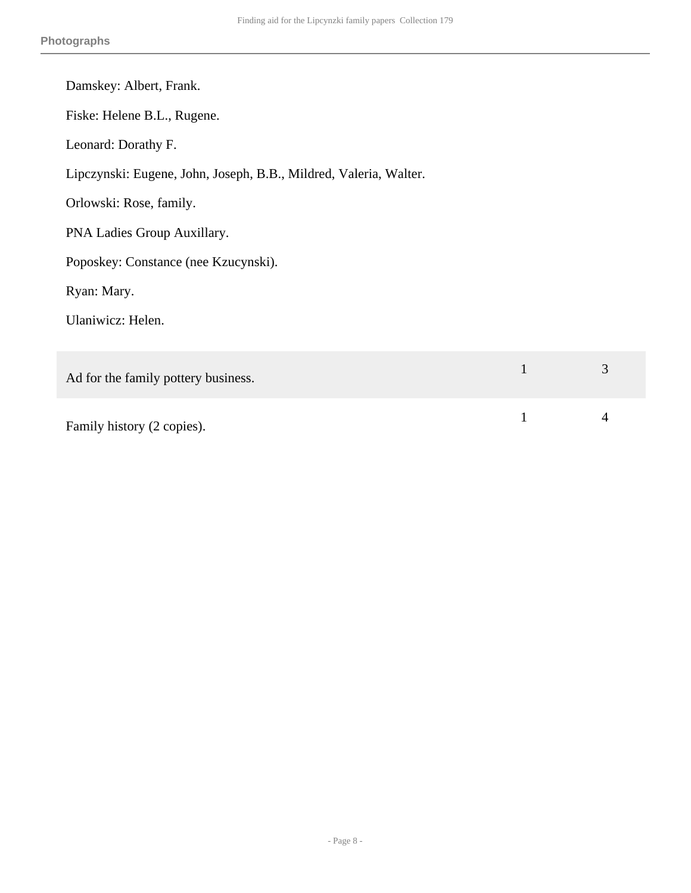Damskey: Albert, Frank.

Fiske: Helene B.L., Rugene.

Leonard: Dorathy F.

Lipczynski: Eugene, John, Joseph, B.B., Mildred, Valeria, Walter.

Orlowski: Rose, family.

PNA Ladies Group Auxillary.

Poposkey: Constance (nee Kzucynski).

Ryan: Mary.

Ulaniwicz: Helen.

| | | |
|---|---|---|
| Ad for the family pottery business. | 1 | 3 |
| Family history (2 copies). | 1 | 4 |